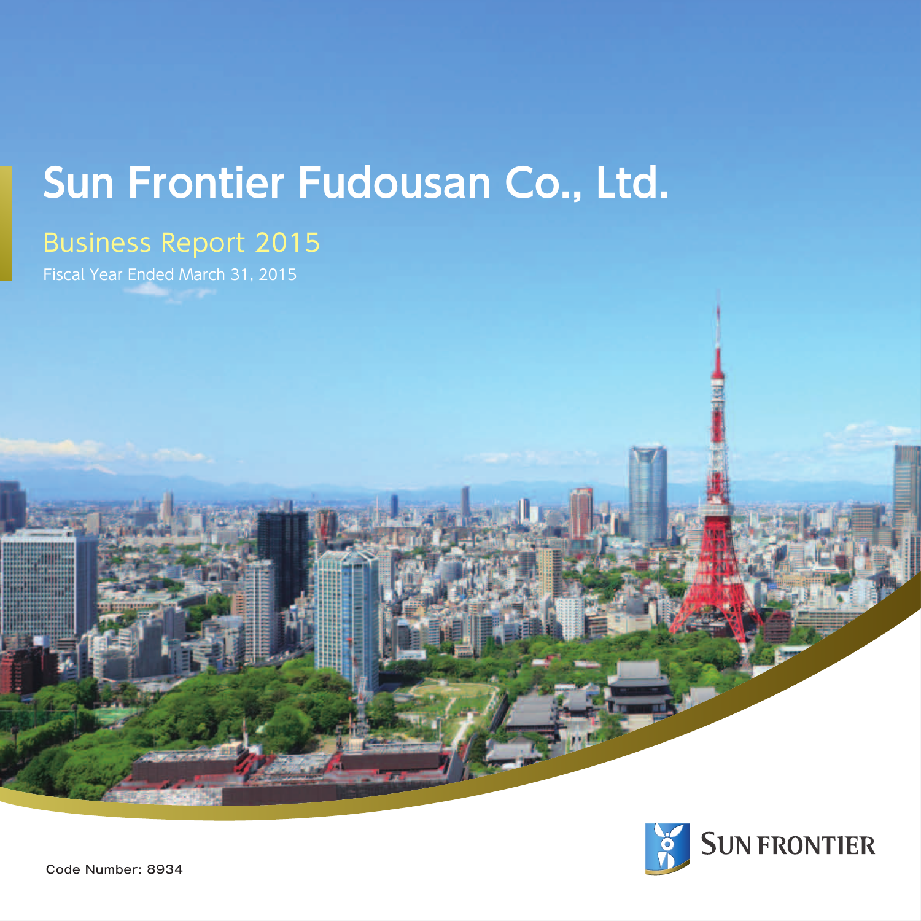# Sun Frontier Fudousan Co., Ltd.

## Business Report 2015

Fiscal Year Ended March 31, 2015

SUN FRONTIER

Code Number: 8934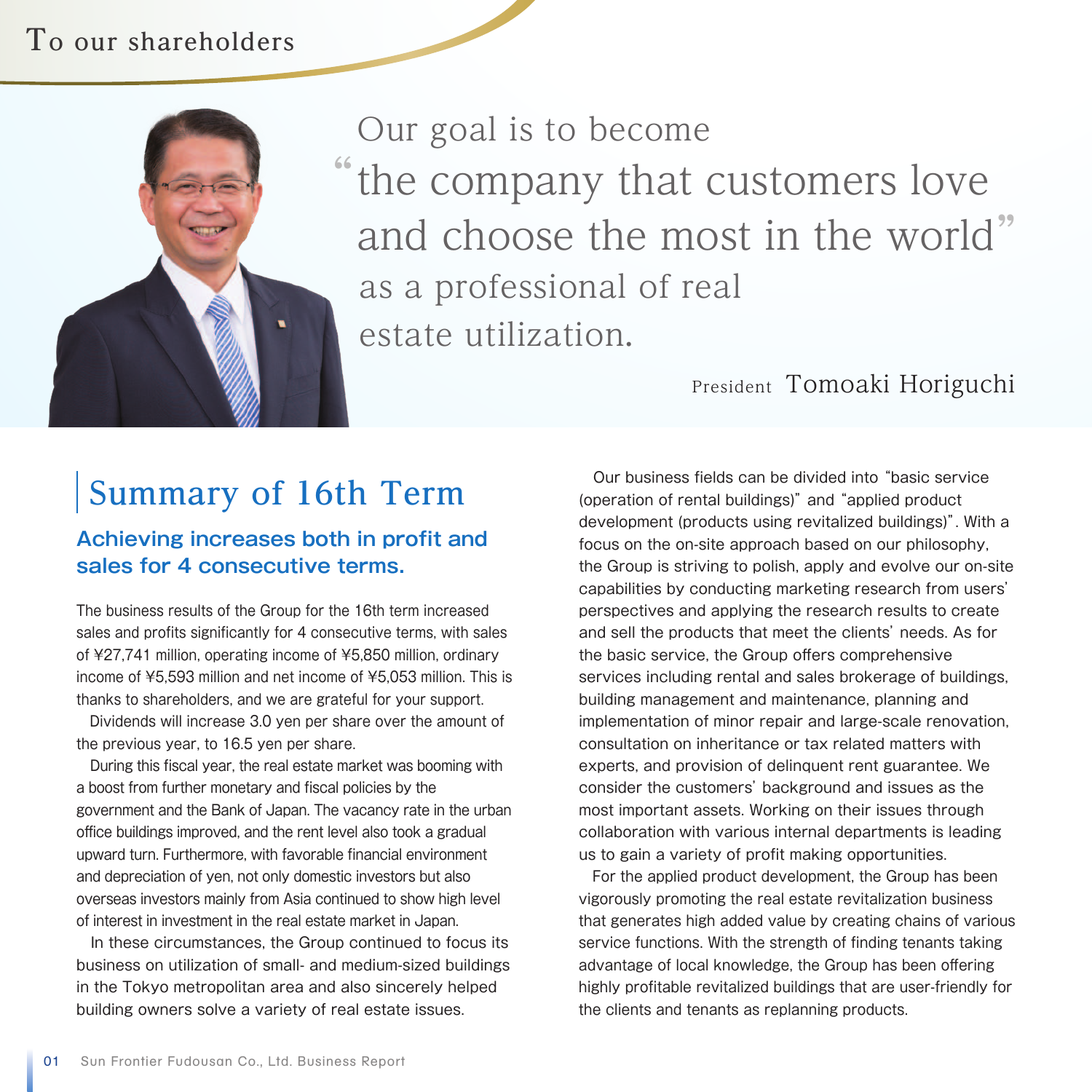# To our shareholders

Our goal is to become "the company that customers love and choose the most in the world" as a professional of real estate utilization.

President Tomoaki Horiguchi

## Summary of 16th Term

### Achieving increases both in profit and sales for 4 consecutive terms.

The business results of the Group for the 16th term increased sales and profits significantly for 4 consecutive terms, with sales of ¥27,741 million, operating income of ¥5,850 million, ordinary income of ¥5,593 million and net income of ¥5,053 million. This is thanks to shareholders, and we are grateful for your support.

Dividends will increase 3.0 yen per share over the amount of the previous year, to 16.5 yen per share.

During this fiscal year, the real estate market was booming with a boost from further monetary and fiscal policies by the government and the Bank of Japan. The vacancy rate in the urban office buildings improved, and the rent level also took a gradual upward turn. Furthermore, with favorable financial environment and depreciation of yen, not only domestic investors but also overseas investors mainly from Asia continued to show high level of interest in investment in the real estate market in Japan.

In these circumstances, the Group continued to focus its business on utilization of small- and medium-sized buildings in the Tokyo metropolitan area and also sincerely helped building owners solve a variety of real estate issues.

Our business fields can be divided into "basic service (operation of rental buildings)" and "applied product development (products using revitalized buildings)". With a focus on the on-site approach based on our philosophy, the Group is striving to polish, apply and evolve our on-site capabilities by conducting marketing research from users' perspectives and applying the research results to create and sell the products that meet the clients' needs. As for the basic service, the Group offers comprehensive services including rental and sales brokerage of buildings, building management and maintenance, planning and implementation of minor repair and large-scale renovation, consultation on inheritance or tax related matters with experts, and provision of delinquent rent guarantee. We consider the customers' background and issues as the most important assets. Working on their issues through collaboration with various internal departments is leading us to gain a variety of profit making opportunities.

For the applied product development, the Group has been vigorously promoting the real estate revitalization business that generates high added value by creating chains of various service functions. With the strength of finding tenants taking advantage of local knowledge, the Group has been offering highly profitable revitalized buildings that are user-friendly for the clients and tenants as replanning products.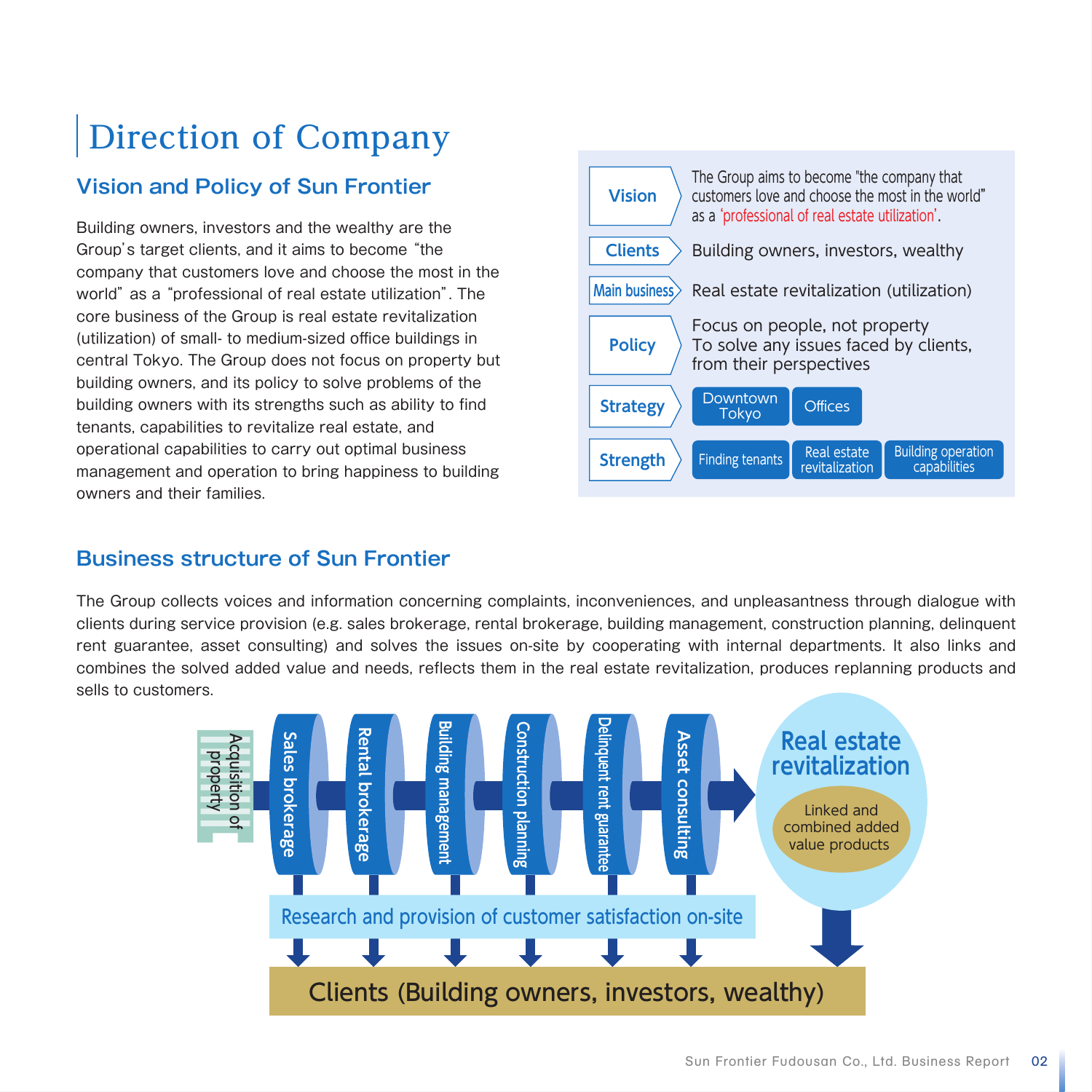# Direction of Company

## Vision and Policy of Sun Frontier

Building owners, investors and the wealthy are the Group's target clients, and it aims to become "the company that customers love and choose the most in the world" as a "professional of real estate utilization". The core business of the Group is real estate revitalization (utilization) of small- to medium-sized office buildings in central Tokyo. The Group does not focus on property but building owners, and its policy to solve problems of the building owners with its strengths such as ability to find tenants, capabilities to revitalize real estate, and operational capabilities to carry out optimal business management and operation to bring happiness to building owners and their families.

| | |
|---|---|
| **Vision** | The Group aims to become "the company that customers love and choose the most in the world" as a 'professional of real estate utilization'. |
| **Clients** | Building owners, investors, wealthy |
| **Main business** | Real estate revitalization (utilization) |
| **Policy** | Focus on people, not property<br>To solve any issues faced by clients, from their perspectives |
| **Strategy** | Downtown Tokyo / Offices |
| **Strength** | Finding tenants / Real estate revitalization / Building operation capabilities |

## Business structure of Sun Frontier

The Group collects voices and information concerning complaints, inconveniences, and unpleasantness through dialogue with clients during service provision (e.g. sales brokerage, rental brokerage, building management, construction planning, delinquent rent guarantee, asset consulting) and solves the issues on-site by cooperating with internal departments. It also links and combines the solved added value and needs, reflects them in the real estate revitalization, produces replanning products and sells to customers.

Acquisition of property → Sales brokerage → Rental brokerage → Building management → Construction planning → Delinquent rent guarantee → Asset consulting → **Real estate revitalization** (Linked and combined added value products)

Research and provision of customer satisfaction on-site

Clients (Building owners, investors, wealthy)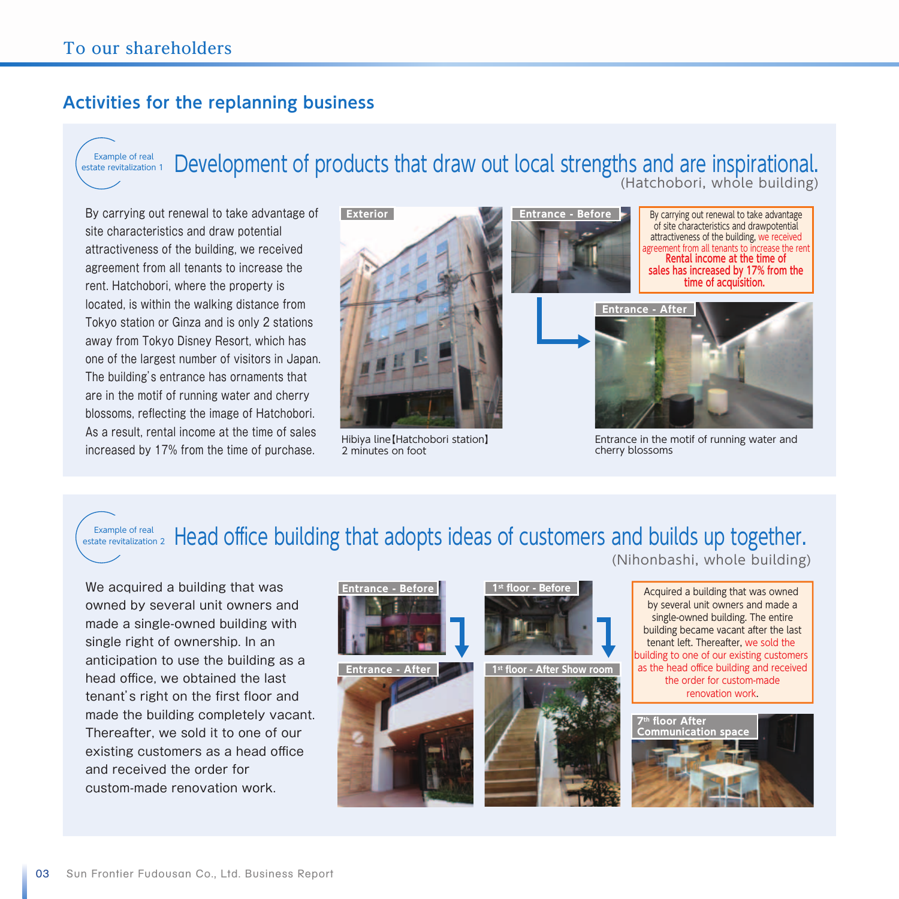## Activities for the replanning business

Example of real estate revitalization 1

### Development of products that draw out local strengths and are inspirational.

(Hatchobori, whole building)

By carrying out renewal to take advantage of site characteristics and draw potential attractiveness of the building, we received agreement from all tenants to increase the rent. Hatchobori, where the property is located, is within the walking distance from Tokyo station or Ginza and is only 2 stations away from Tokyo Disney Resort, which has one of the largest number of visitors in Japan. The building's entrance has ornaments that are in the motif of running water and cherry blossoms, reflecting the image of Hatchobori. As a result, rental income at the time of sales increased by 17% from the time of purchase.

Exterior

Hibiya line【Hatchobori station】 2 minutes on foot

Entrance - Before

By carrying out renewal to take advantage of site characteristics and drawpotential attractiveness of the building, we received agreement from all tenants to increase the rent **Rental income at the time of sales has increased by 17% from the time of acquisition.**

Entrance - After

Entrance in the motif of running water and cherry blossoms

Example of real estate revitalization 2

### Head office building that adopts ideas of customers and builds up together.

(Nihonbashi, whole building)

We acquired a building that was owned by several unit owners and made a single-owned building with single right of ownership. In an anticipation to use the building as a head office, we obtained the last tenant's right on the first floor and made the building completely vacant. Thereafter, we sold it to one of our existing customers as a head office and received the order for custom-made renovation work.

Entrance - Before

Entrance - After

1st floor - Before

1st floor - After Show room

Acquired a building that was owned by several unit owners and made a single-owned building. The entire building became vacant after the last tenant left. Thereafter, we sold the building to one of our existing customers as the head office building and received the order for custom-made renovation work.

7th floor After Communication space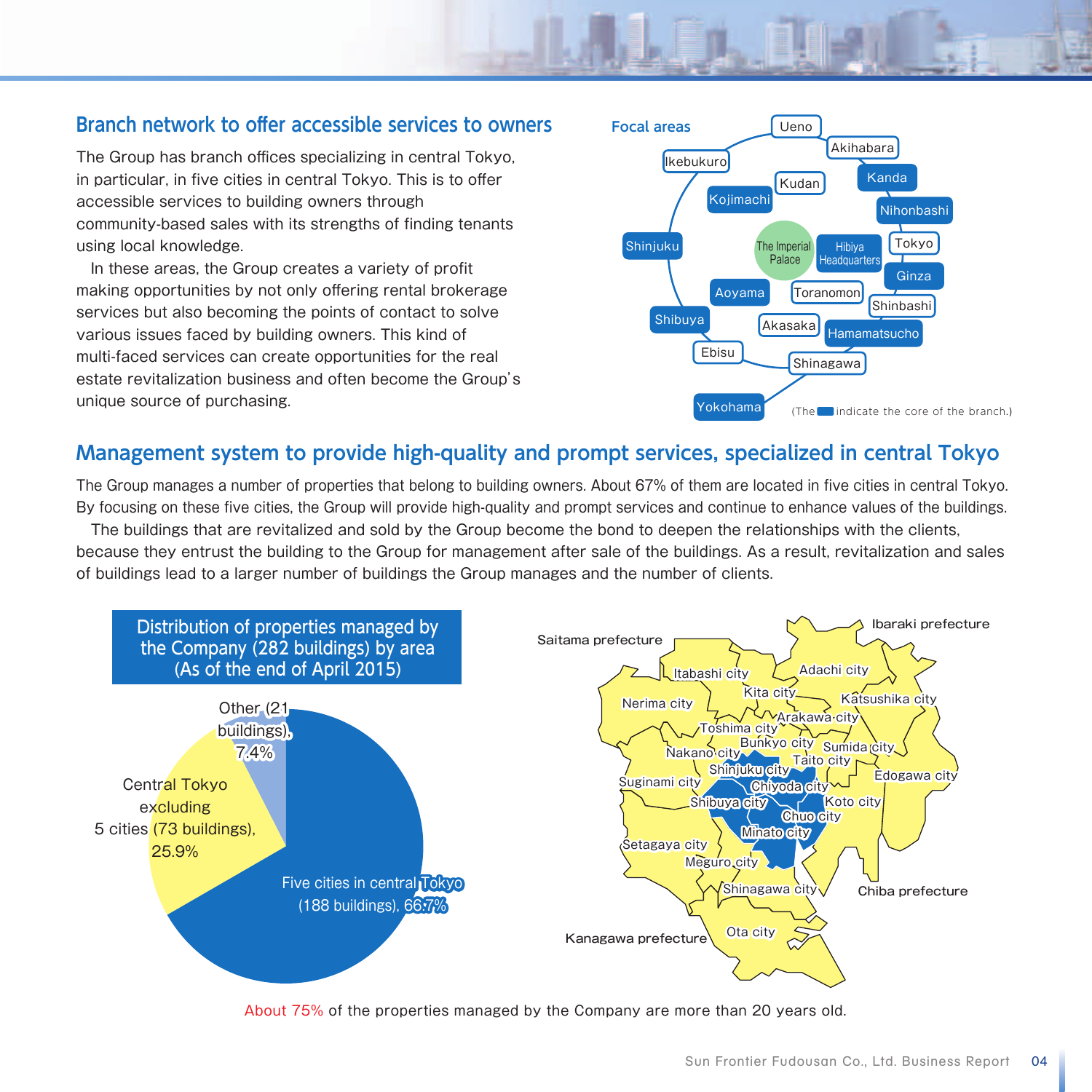## Branch network to offer accessible services to owners

The Group has branch offices specializing in central Tokyo, in particular, in five cities in central Tokyo. This is to offer accessible services to building owners through community-based sales with its strengths of finding tenants using local knowledge.

In these areas, the Group creates a variety of profit making opportunities by not only offering rental brokerage services but also becoming the points of contact to solve various issues faced by building owners. This kind of multi-faced services can create opportunities for the real estate revitalization business and often become the Group's unique source of purchasing.

Focal areas

Ueno, Akihabara, Ikebukuro, Kudan, Kanda, Kojimachi, Nihonbashi, Shinjuku, The Imperial Palace, Hibiya Headquarters, Tokyo, Ginza, Aoyama, Toranomon, Shinbashi, Shibuya, Akasaka, Hamamatsucho, Ebisu, Shinagawa, Yokohama

(The ■ indicate the core of the branch.)

## Management system to provide high-quality and prompt services, specialized in central Tokyo

The Group manages a number of properties that belong to building owners. About 67% of them are located in five cities in central Tokyo. By focusing on these five cities, the Group will provide high-quality and prompt services and continue to enhance values of the buildings.

The buildings that are revitalized and sold by the Group become the bond to deepen the relationships with the clients, because they entrust the building to the Group for management after sale of the buildings. As a result, revitalization and sales of buildings lead to a larger number of buildings the Group manages and the number of clients.

**Distribution of properties managed by the Company (282 buildings) by area (As of the end of April 2015)**

| Area | Buildings | Share |
|---|---|---|
| Five cities in central Tokyo | 188 buildings | 66.7% |
| Central Tokyo excluding 5 cities | 73 buildings | 25.9% |
| Other | 21 buildings | 7.4% |

Saitama prefecture, Ibaraki prefecture, Itabashi city, Adachi city, Kita city, Nerima city, Katsushika city, Arakawa city, Toshima city, Bunkyo city, Sumida city, Nakano city, Taito city, Shinjuku city, Edogawa city, Suginami city, Chiyoda city, Shibuya city, Koto city, Chuo city, Minato city, Setagaya city, Meguro city, Shinagawa city, Chiba prefecture, Ota city, Kanagawa prefecture

About 75% of the properties managed by the Company are more than 20 years old.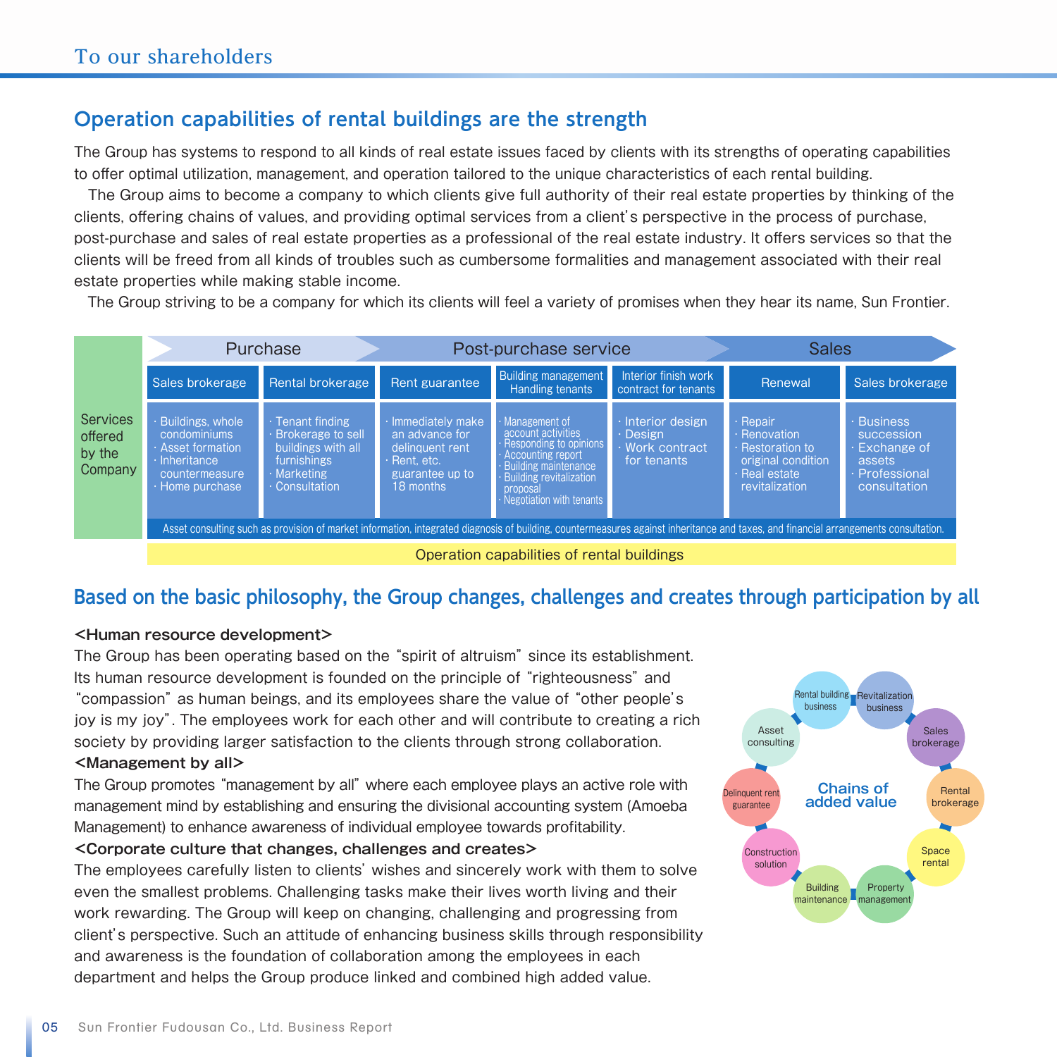## Operation capabilities of rental buildings are the strength

The Group has systems to respond to all kinds of real estate issues faced by clients with its strengths of operating capabilities to offer optimal utilization, management, and operation tailored to the unique characteristics of each rental building.

The Group aims to become a company to which clients give full authority of their real estate properties by thinking of the clients, offering chains of values, and providing optimal services from a client's perspective in the process of purchase, post-purchase and sales of real estate properties as a professional of the real estate industry. It offers services so that the clients will be freed from all kinds of troubles such as cumbersome formalities and management associated with their real estate properties while making stable income.

The Group striving to be a company for which its clients will feel a variety of promises when they hear its name, Sun Frontier.

| | Purchase | | Post-purchase service | | | Sales | |
|---|---|---|---|---|---|---|---|
| | Sales brokerage | Rental brokerage | Rent guarantee | Building management Handling tenants | Interior finish work contract for tenants | Renewal | Sales brokerage |
| Services offered by the Company | · Buildings, whole condominiums<br>· Asset formation<br>· Inheritance countermeasure<br>· Home purchase | · Tenant finding<br>· Brokerage to sell buildings with all furnishings<br>· Marketing<br>· Consultation | · Immediately make an advance for delinquent rent<br>· Rent, etc. guarantee up to 18 months | · Management of account activities<br>· Responding to opinions<br>· Accounting report<br>· Building maintenance<br>· Building revitalization proposal<br>· Negotiation with tenants | · Interior design<br>· Design<br>· Work contract for tenants | · Repair<br>· Renovation<br>· Restoration to original condition<br>· Real estate revitalization | · Business succession<br>· Exchange of assets<br>· Professional consultation |
| | Asset consulting such as provision of market information, integrated diagnosis of building, countermeasures against inheritance and taxes, and financial arrangements consultation. | | | | | | |

Operation capabilities of rental buildings

## Based on the basic philosophy, the Group changes, challenges and creates through participation by all

**<Human resource development>**

The Group has been operating based on the "spirit of altruism" since its establishment. Its human resource development is founded on the principle of "righteousness" and "compassion" as human beings, and its employees share the value of "other people's joy is my joy". The employees work for each other and will contribute to creating a rich society by providing larger satisfaction to the clients through strong collaboration.

**<Management by all>**

The Group promotes "management by all" where each employee plays an active role with management mind by establishing and ensuring the divisional accounting system (Amoeba Management) to enhance awareness of individual employee towards profitability.

**<Corporate culture that changes, challenges and creates>**

The employees carefully listen to clients' wishes and sincerely work with them to solve even the smallest problems. Challenging tasks make their lives worth living and their work rewarding. The Group will keep on changing, challenging and progressing from client's perspective. Such an attitude of enhancing business skills through responsibility and awareness is the foundation of collaboration among the employees in each department and helps the Group produce linked and combined high added value.

**Chains of added value**

- Rental building business
- Revitalization business
- Sales brokerage
- Rental brokerage
- Space rental
- Property management
- Building maintenance
- Construction solution
- Delinquent rent guarantee
- Asset consulting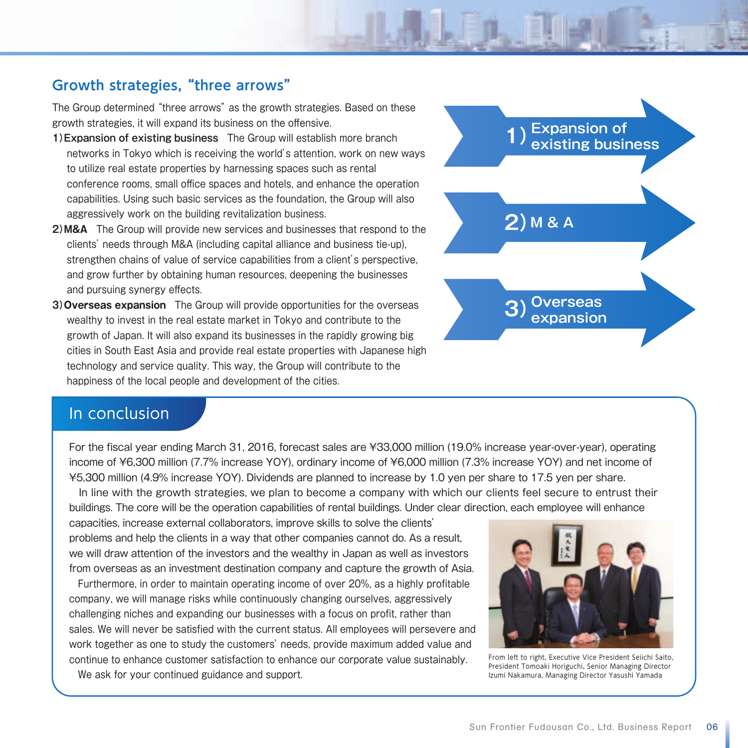## Growth strategies, "three arrows"

The Group determined "three arrows" as the growth strategies. Based on these growth strategies, it will expand its business on the offensive.

1) **Expansion of existing business** The Group will establish more branch networks in Tokyo which is receiving the world's attention, work on new ways to utilize real estate properties by harnessing spaces such as rental conference rooms, small office spaces and hotels, and enhance the operation capabilities. Using such basic services as the foundation, the Group will also aggressively work on the building revitalization business.

2) **M&A** The Group will provide new services and businesses that respond to the clients' needs through M&A (including capital alliance and business tie-up), strengthen chains of value of service capabilities from a client's perspective, and grow further by obtaining human resources, deepening the businesses and pursuing synergy effects.

3) **Overseas expansion** The Group will provide opportunities for the overseas wealthy to invest in the real estate market in Tokyo and contribute to the growth of Japan. It will also expand its businesses in the rapidly growing big cities in South East Asia and provide real estate properties with Japanese high technology and service quality. This way, the Group will contribute to the happiness of the local people and development of the cities.

1) Expansion of existing business

2) M & A

3) Overseas expansion

## In conclusion

For the fiscal year ending March 31, 2016, forecast sales are ¥33,000 million (19.0% increase year-over-year), operating income of ¥6,300 million (7.7% increase YOY), ordinary income of ¥6,000 million (7.3% increase YOY) and net income of ¥5,300 million (4.9% increase YOY). Dividends are planned to increase by 1.0 yen per share to 17.5 yen per share.

In line with the growth strategies, we plan to become a company with which our clients feel secure to entrust their buildings. The core will be the operation capabilities of rental buildings. Under clear direction, each employee will enhance capacities, increase external collaborators, improve skills to solve the clients' problems and help the clients in a way that other companies cannot do. As a result, we will draw attention of the investors and the wealthy in Japan as well as investors from overseas as an investment destination company and capture the growth of Asia.

Furthermore, in order to maintain operating income of over 20%, as a highly profitable company, we will manage risks while continuously changing ourselves, aggressively challenging niches and expanding our businesses with a focus on profit, rather than sales. We will never be satisfied with the current status. All employees will persevere and work together as one to study the customers' needs, provide maximum added value and continue to enhance customer satisfaction to enhance our corporate value sustainably.

We ask for your continued guidance and support.

From left to right, Executive Vice President Seiichi Saito, President Tomoaki Horiguchi, Senior Managing Director Izumi Nakamura, Managing Director Yasushi Yamada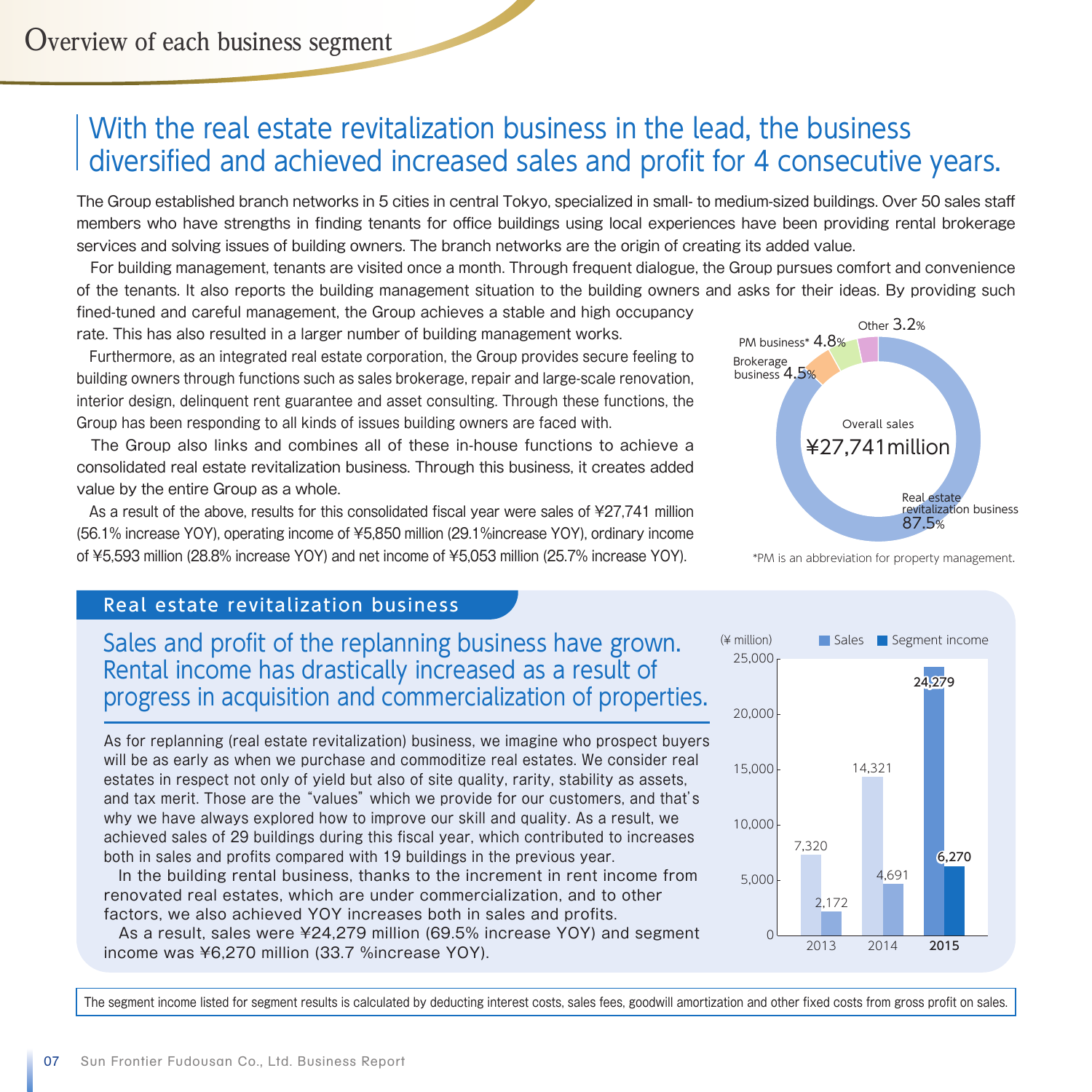# Overview of each business segment

## With the real estate revitalization business in the lead, the business diversified and achieved increased sales and profit for 4 consecutive years.

The Group established branch networks in 5 cities in central Tokyo, specialized in small- to medium-sized buildings. Over 50 sales staff members who have strengths in finding tenants for office buildings using local experiences have been providing rental brokerage services and solving issues of building owners. The branch networks are the origin of creating its added value.

For building management, tenants are visited once a month. Through frequent dialogue, the Group pursues comfort and convenience of the tenants. It also reports the building management situation to the building owners and asks for their ideas. By providing such fined-tuned and careful management, the Group achieves a stable and high occupancy rate. This has also resulted in a larger number of building management works.

Furthermore, as an integrated real estate corporation, the Group provides secure feeling to building owners through functions such as sales brokerage, repair and large-scale renovation, interior design, delinquent rent guarantee and asset consulting. Through these functions, the Group has been responding to all kinds of issues building owners are faced with.

The Group also links and combines all of these in-house functions to achieve a consolidated real estate revitalization business. Through this business, it creates added value by the entire Group as a whole.

As a result of the above, results for this consolidated fiscal year were sales of ¥27,741 million (56.1% increase YOY), operating income of ¥5,850 million (29.1%increase YOY), ordinary income of ¥5,593 million (28.8% increase YOY) and net income of ¥5,053 million (25.7% increase YOY).

Overall sales ¥27,741million

| Segment | Share |
|---|---|
| Real estate revitalization business | 87.5% |
| PM business* | 4.8% |
| Brokerage business | 4.5% |
| Other | 3.2% |

*PM is an abbreviation for property management.

## Real estate revitalization business

### Sales and profit of the replanning business have grown. Rental income has drastically increased as a result of progress in acquisition and commercialization of properties.

As for replanning (real estate revitalization) business, we imagine who prospect buyers will be as early as when we purchase and commoditize real estates. We consider real estates in respect not only of yield but also of site quality, rarity, stability as assets, and tax merit. Those are the “values” which we provide for our customers, and that’s why we have always explored how to improve our skill and quality. As a result, we achieved sales of 29 buildings during this fiscal year, which contributed to increases both in sales and profits compared with 19 buildings in the previous year.

In the building rental business, thanks to the increment in rent income from renovated real estates, which are under commercialization, and to other factors, we also achieved YOY increases both in sales and profits.

As a result, sales were ¥24,279 million (69.5% increase YOY) and segment income was ¥6,270 million (33.7 %increase YOY).

(¥ million)

| | Sales | Segment income |
|---|---|---|
| 2013 | 7,320 | 2,172 |
| 2014 | 14,321 | 4,691 |
| 2015 | 24,279 | 6,270 |

The segment income listed for segment results is calculated by deducting interest costs, sales fees, goodwill amortization and other fixed costs from gross profit on sales.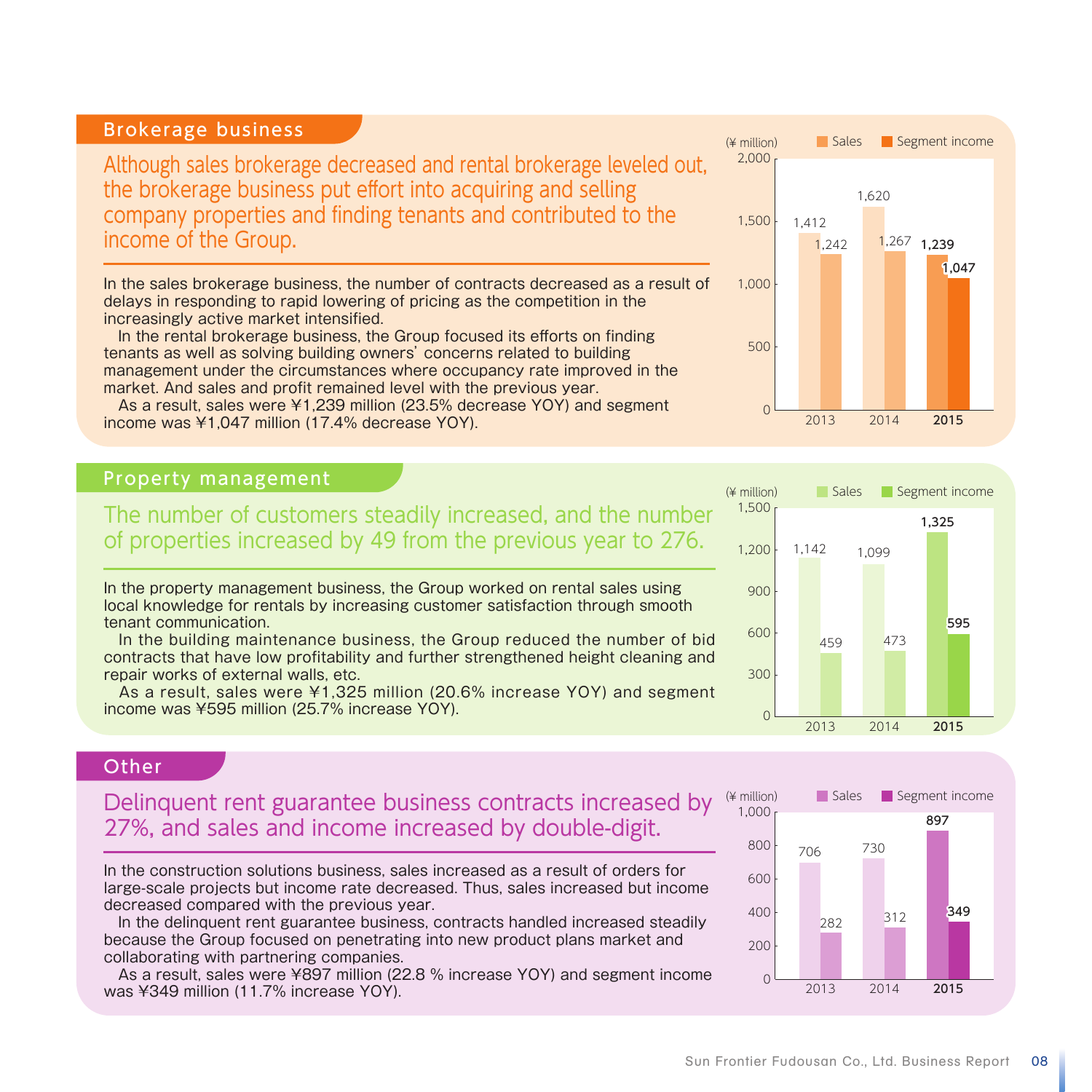## Brokerage business

### Although sales brokerage decreased and rental brokerage leveled out, the brokerage business put effort into acquiring and selling company properties and finding tenants and contributed to the income of the Group.

In the sales brokerage business, the number of contracts decreased as a result of delays in responding to rapid lowering of pricing as the competition in the increasingly active market intensified.

In the rental brokerage business, the Group focused its efforts on finding tenants as well as solving building owners' concerns related to building management under the circumstances where occupancy rate improved in the market. And sales and profit remained level with the previous year.

As a result, sales were ¥1,239 million (23.5% decrease YOY) and segment income was ¥1,047 million (17.4% decrease YOY).

(¥ million)

| | 2013 | 2014 | **2015** |
|---|---|---|---|
| Sales | 1,412 | 1,620 | **1,239** |
| Segment income | 1,242 | 1,267 | **1,047** |

## Property management

### The number of customers steadily increased, and the number of properties increased by 49 from the previous year to 276.

In the property management business, the Group worked on rental sales using local knowledge for rentals by increasing customer satisfaction through smooth tenant communication.

In the building maintenance business, the Group reduced the number of bid contracts that have low profitability and further strengthened height cleaning and repair works of external walls, etc.

As a result, sales were ¥1,325 million (20.6% increase YOY) and segment income was ¥595 million (25.7% increase YOY).

(¥ million)

| | 2013 | 2014 | **2015** |
|---|---|---|---|
| Sales | 1,142 | 1,099 | **1,325** |
| Segment income | 459 | 473 | **595** |

## Other

### Delinquent rent guarantee business contracts increased by 27%, and sales and income increased by double-digit.

In the construction solutions business, sales increased as a result of orders for large-scale projects but income rate decreased. Thus, sales increased but income decreased compared with the previous year.

In the delinquent rent guarantee business, contracts handled increased steadily because the Group focused on penetrating into new product plans market and collaborating with partnering companies.

As a result, sales were ¥897 million (22.8 % increase YOY) and segment income was ¥349 million (11.7% increase YOY).

(¥ million)

| | 2013 | 2014 | **2015** |
|---|---|---|---|
| Sales | 706 | 730 | **897** |
| Segment income | 282 | 312 | **349** |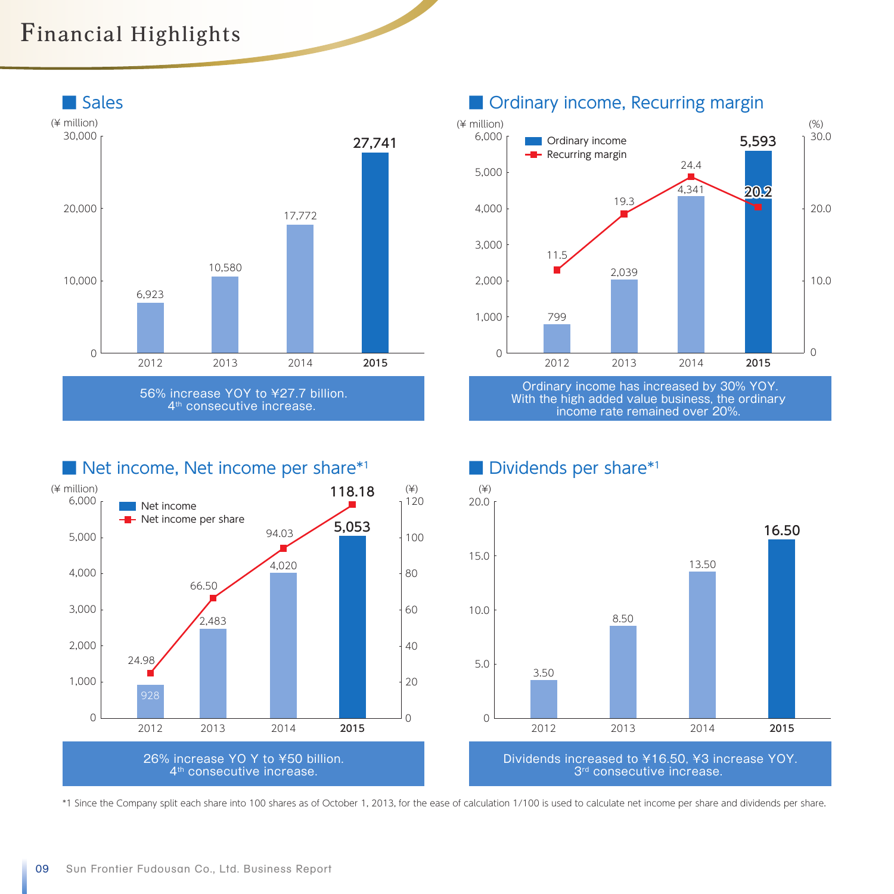# Financial Highlights

## Sales

(¥ million)

| | 2012 | 2013 | 2014 | 2015 |
|---|---|---|---|---|
| Sales | 6,923 | 10,580 | 17,772 | **27,741** |

56% increase YOY to ¥27.7 billion.
4th consecutive increase.

## Ordinary income, Recurring margin

| | 2012 | 2013 | 2014 | 2015 |
|---|---|---|---|---|
| Ordinary income (¥ million) | 799 | 2,039 | 4,341 | **5,593** |
| Recurring margin (%) | 11.5 | 19.3 | 24.4 | **20.2** |

Ordinary income has increased by 30% YOY.
With the high added value business, the ordinary income rate remained over 20%.

## Net income, Net income per share*1

| | 2012 | 2013 | 2014 | 2015 |
|---|---|---|---|---|
| Net income (¥ million) | 928 | 2,483 | 4,020 | **5,053** |
| Net income per share (¥) | 24.98 | 66.50 | 94.03 | **118.18** |

26% increase YO Y to ¥50 billion.
4th consecutive increase.

## Dividends per share*1

(¥)

| | 2012 | 2013 | 2014 | 2015 |
|---|---|---|---|---|
| Dividends per share | 3.50 | 8.50 | 13.50 | **16.50** |

Dividends increased to ¥16.50, ¥3 increase YOY.
3rd consecutive increase.

*1 Since the Company split each share into 100 shares as of October 1, 2013, for the ease of calculation 1/100 is used to calculate net income per share and dividends per share.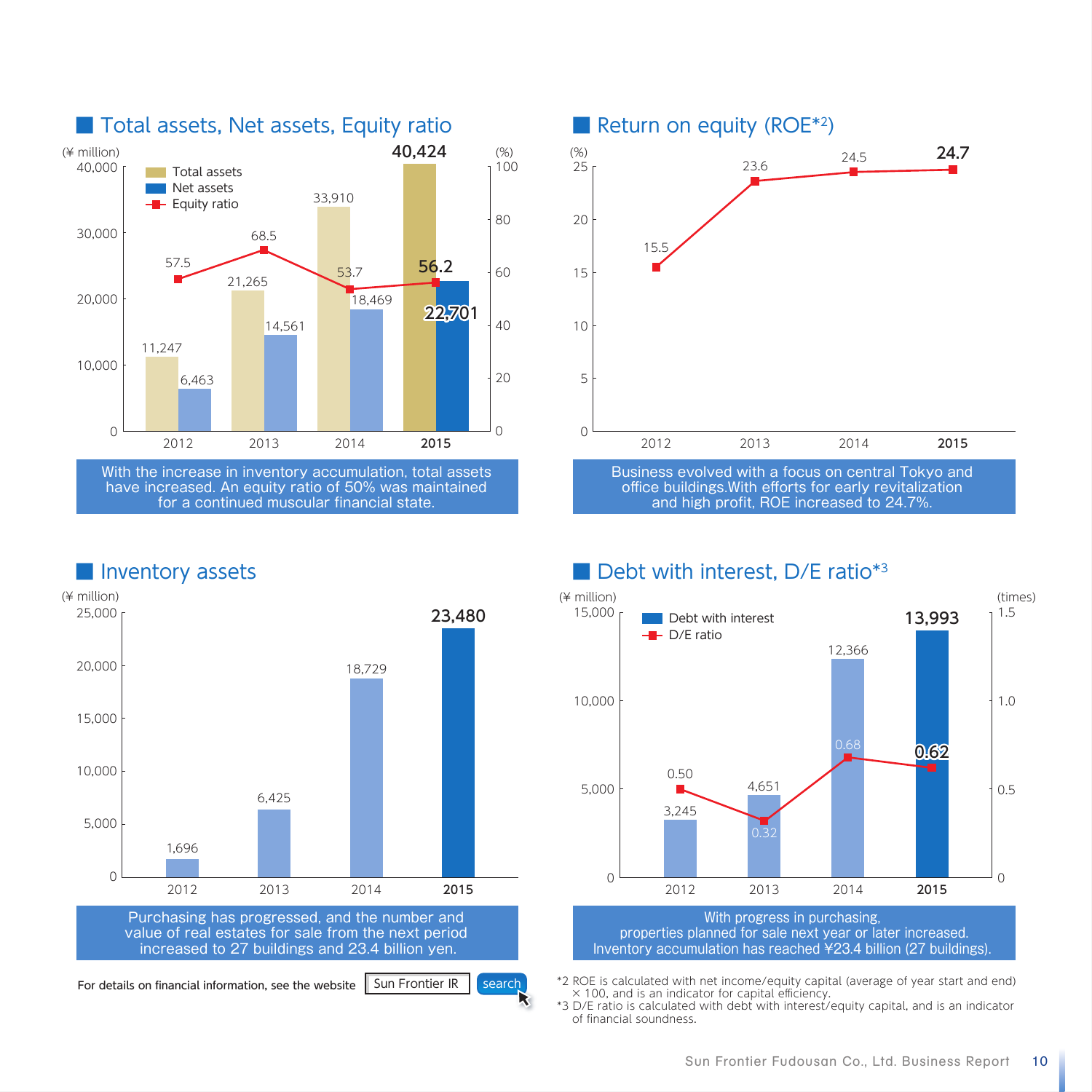## Total assets, Net assets, Equity ratio

(¥ million) / (%)

| | 2012 | 2013 | 2014 | 2015 |
|---|---|---|---|---|
| Total assets | 11,247 | 21,265 | 33,910 | 40,424 |
| Net assets | 6,463 | 14,561 | 18,469 | 22,701 |
| Equity ratio | 57.5 | 68.5 | 53.7 | 56.2 |

With the increase in inventory accumulation, total assets have increased. An equity ratio of 50% was maintained for a continued muscular financial state.

## Return on equity (ROE*2)

(%)

| | 2012 | 2013 | 2014 | 2015 |
|---|---|---|---|---|
| ROE | 15.5 | 23.6 | 24.5 | 24.7 |

Business evolved with a focus on central Tokyo and office buildings.With efforts for early revitalization and high profit, ROE increased to 24.7%.

## Inventory assets

(¥ million)

| | 2012 | 2013 | 2014 | 2015 |
|---|---|---|---|---|
| Inventory assets | 1,696 | 6,425 | 18,729 | 23,480 |

Purchasing has progressed, and the number and value of real estates for sale from the next period increased to 27 buildings and 23.4 billion yen.

For details on financial information, see the website [Sun Frontier IR] search

## Debt with interest, D/E ratio*3

(¥ million) / (times)

| | 2012 | 2013 | 2014 | 2015 |
|---|---|---|---|---|
| Debt with interest | 3,245 | 4,651 | 12,366 | 13,993 |
| D/E ratio | 0.50 | 0.32 | 0.68 | 0.62 |

With progress in purchasing, properties planned for sale next year or later increased. Inventory accumulation has reached ¥23.4 billion (27 buildings).

*2 ROE is calculated with net income/equity capital (average of year start and end) × 100, and is an indicator for capital efficiency.
*3 D/E ratio is calculated with debt with interest/equity capital, and is an indicator of financial soundness.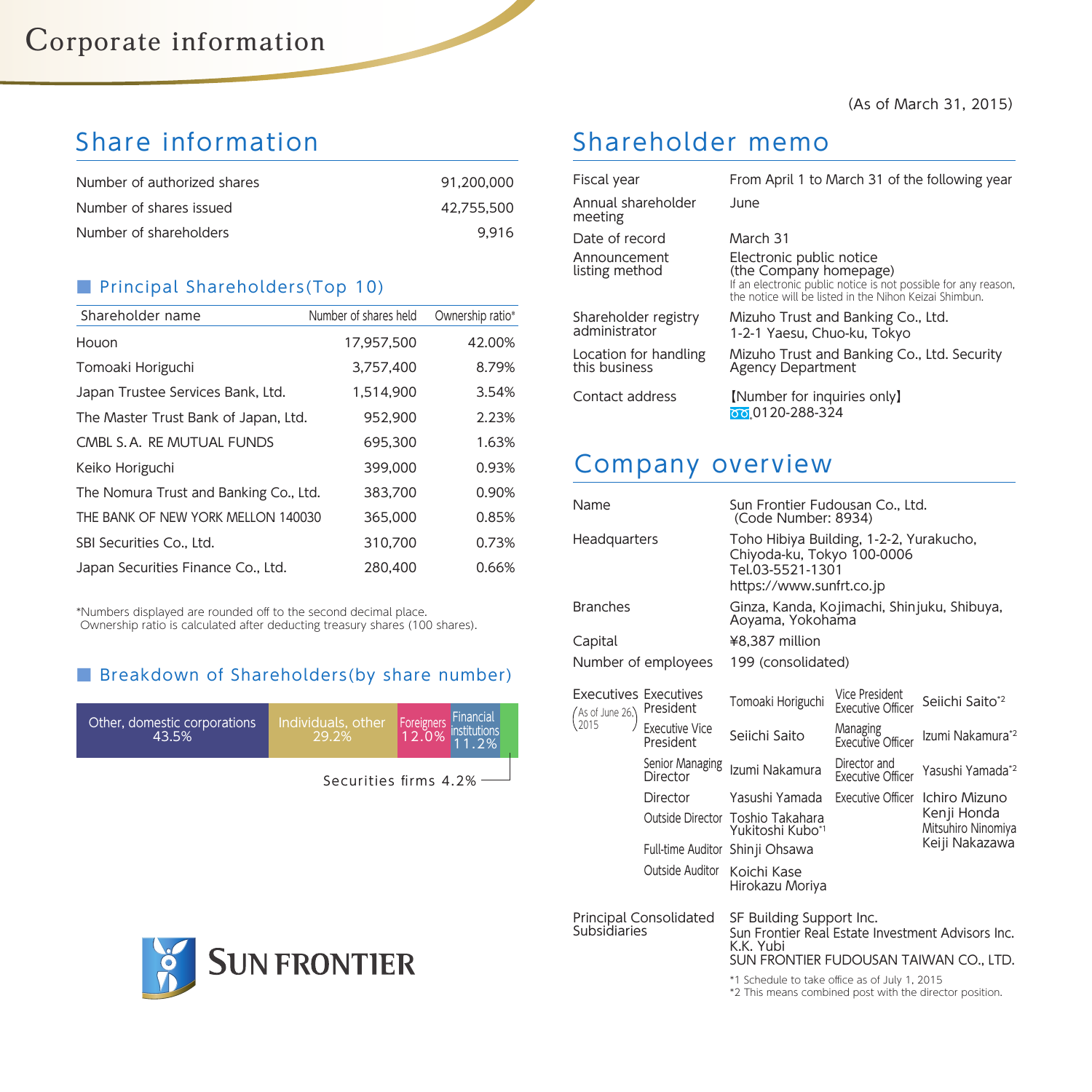# Corporate information

(As of March 31, 2015)

## Share information

| | |
|---|---|
| Number of authorized shares | 91,200,000 |
| Number of shares issued | 42,755,500 |
| Number of shareholders | 9,916 |

### Principal Shareholders(Top 10)

| Shareholder name | Number of shares held | Ownership ratio* |
|---|---|---|
| Houon | 17,957,500 | 42.00% |
| Tomoaki Horiguchi | 3,757,400 | 8.79% |
| Japan Trustee Services Bank, Ltd. | 1,514,900 | 3.54% |
| The Master Trust Bank of Japan, Ltd. | 952,900 | 2.23% |
| CMBL S.A. RE MUTUAL FUNDS | 695,300 | 1.63% |
| Keiko Horiguchi | 399,000 | 0.93% |
| The Nomura Trust and Banking Co., Ltd. | 383,700 | 0.90% |
| THE BANK OF NEW YORK MELLON 140030 | 365,000 | 0.85% |
| SBI Securities Co., Ltd. | 310,700 | 0.73% |
| Japan Securities Finance Co., Ltd. | 280,400 | 0.66% |

*Numbers displayed are rounded off to the second decimal place.
Ownership ratio is calculated after deducting treasury shares (100 shares).

### Breakdown of Shareholders(by share number)

Other, domestic corporations 43.5%
Individuals, other 29.2%
Foreigners 12.0%
Financial institutions 11.2%
Securities firms 4.2%

## Shareholder memo

| | |
|---|---|
| Fiscal year | From April 1 to March 31 of the following year |
| Annual shareholder meeting | June |
| Date of record | March 31 |
| Announcement listing method | Electronic public notice (the Company homepage) If an electronic public notice is not possible for any reason, the notice will be listed in the Nihon Keizai Shimbun. |
| Shareholder registry administrator | Mizuho Trust and Banking Co., Ltd. 1-2-1 Yaesu, Chuo-ku, Tokyo |
| Location for handling this business | Mizuho Trust and Banking Co., Ltd. Security Agency Department |
| Contact address | 【Number for inquiries only】 0120-288-324 |

## Company overview

| | |
|---|---|
| Name | Sun Frontier Fudousan Co., Ltd. (Code Number: 8934) |
| Headquarters | Toho Hibiya Building, 1-2-2, Yurakucho, Chiyoda-ku, Tokyo 100-0006 Tel.03-5521-1301 https://www.sunfrt.co.jp |
| Branches | Ginza, Kanda, Kojimachi, Shinjuku, Shibuya, Aoyama, Yokohama |
| Capital | ¥8,387 million |
| Number of employees | 199 (consolidated) |

Executives (As of June 26, 2015)

| Executives | | | |
|---|---|---|---|
| President | Tomoaki Horiguchi | Vice President Executive Officer | Seiichi Saito*2 |
| Executive Vice President | Seiichi Saito | Managing Executive Officer | Izumi Nakamura*2 |
| Senior Managing Director | Izumi Nakamura | Director and Executive Officer | Yasushi Yamada*2 |
| Director | Yasushi Yamada | Executive Officer | Ichiro Mizuno, Kenji Honda, Mitsuhiro Ninomiya, Keiji Nakazawa |
| Outside Director | Toshio Takahara, Yukitoshi Kubo*1 | | |
| Full-time Auditor | Shinji Ohsawa | | |
| Outside Auditor | Koichi Kase, Hirokazu Moriya | | |

Principal Consolidated Subsidiaries
SF Building Support Inc.
Sun Frontier Real Estate Investment Advisors Inc.
K.K. Yubi
SUN FRONTIER FUDOUSAN TAIWAN CO., LTD.

*1 Schedule to take office as of July 1, 2015
*2 This means combined post with the director position.

SUN FRONTIER